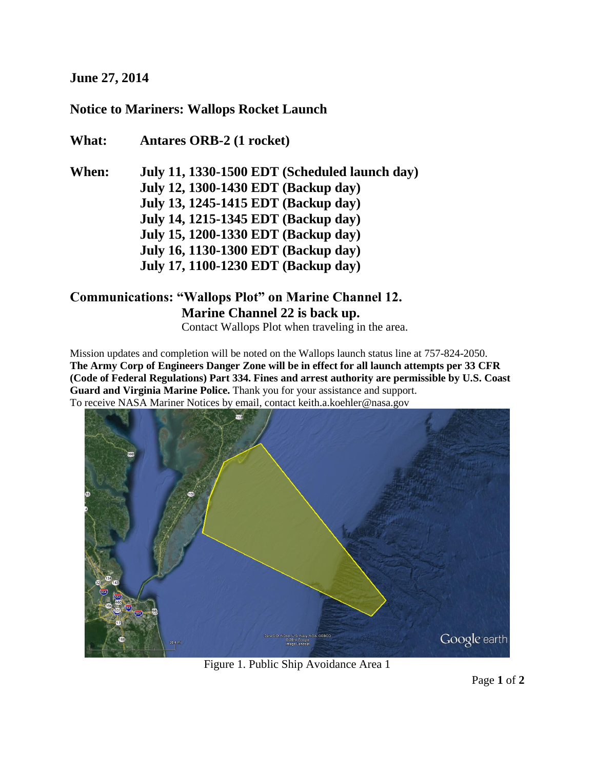**June 27, 2014**

**Notice to Mariners: Wallops Rocket Launch**

**What:** **Antares ORB-2 (1 rocket)**

**When:** **July 11, 1330-1500 EDT (Scheduled launch day)**
**July 12, 1300-1430 EDT (Backup day)**
**July 13, 1245-1415 EDT (Backup day)**
**July 14, 1215-1345 EDT (Backup day)**
**July 15, 1200-1330 EDT (Backup day)**
**July 16, 1130-1300 EDT (Backup day)**
**July 17, 1100-1230 EDT (Backup day)**

**Communications: "Wallops Plot" on Marine Channel 12.**
**Marine Channel 22 is back up.**
Contact Wallops Plot when traveling in the area.

Mission updates and completion will be noted on the Wallops launch status line at 757-824-2050. **The Army Corp of Engineers Danger Zone will be in effect for all launch attempts per 33 CFR (Code of Federal Regulations) Part 334. Fines and arrest authority are permissible by U.S. Coast Guard and Virginia Marine Police.** Thank you for your assistance and support.
To receive NASA Mariner Notices by email, contact keith.a.koehler@nasa.gov

Figure 1. Public Ship Avoidance Area 1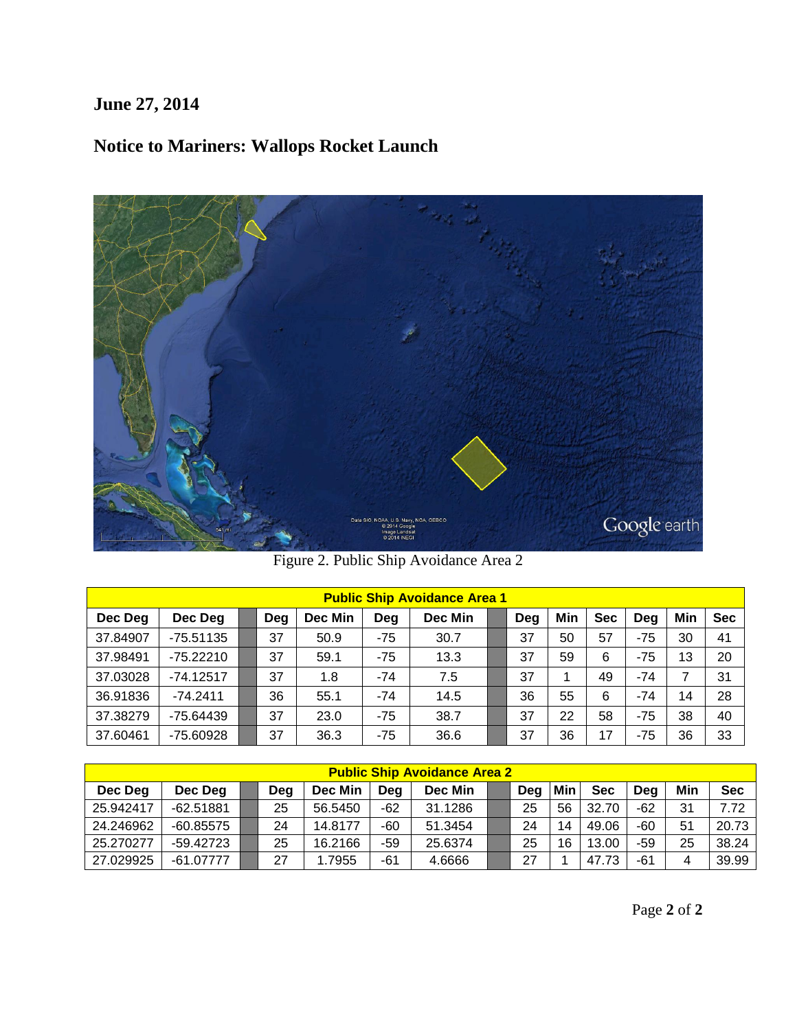## June 27, 2014

## Notice to Mariners: Wallops Rocket Launch

Figure 2. Public Ship Avoidance Area 2

| Public Ship Avoidance Area 1 | | | | | | | | | | | | | | |
|---|---|---|---|---|---|---|---|---|---|---|---|---|---|---|
| Dec Deg | Dec Deg | | Deg | Dec Min | Deg | Dec Min | | Deg | Min | Sec | Deg | Min | Sec |
| 37.84907 | -75.51135 | | 37 | 50.9 | -75 | 30.7 | | 37 | 50 | 57 | -75 | 30 | 41 |
| 37.98491 | -75.22210 | | 37 | 59.1 | -75 | 13.3 | | 37 | 59 | 6 | -75 | 13 | 20 |
| 37.03028 | -74.12517 | | 37 | 1.8 | -74 | 7.5 | | 37 | 1 | 49 | -74 | 7 | 31 |
| 36.91836 | -74.2411 | | 36 | 55.1 | -74 | 14.5 | | 36 | 55 | 6 | -74 | 14 | 28 |
| 37.38279 | -75.64439 | | 37 | 23.0 | -75 | 38.7 | | 37 | 22 | 58 | -75 | 38 | 40 |
| 37.60461 | -75.60928 | | 37 | 36.3 | -75 | 36.6 | | 37 | 36 | 17 | -75 | 36 | 33 |

| Public Ship Avoidance Area 2 | | | | | | | | | | | | | |
|---|---|---|---|---|---|---|---|---|---|---|---|---|---|
| Dec Deg | Dec Deg | | Deg | Dec Min | Deg | Dec Min | | Deg | Min | Sec | Deg | Min | Sec |
| 25.942417 | -62.51881 | | 25 | 56.5450 | -62 | 31.1286 | | 25 | 56 | 32.70 | -62 | 31 | 7.72 |
| 24.246962 | -60.85575 | | 24 | 14.8177 | -60 | 51.3454 | | 24 | 14 | 49.06 | -60 | 51 | 20.73 |
| 25.270277 | -59.42723 | | 25 | 16.2166 | -59 | 25.6374 | | 25 | 16 | 13.00 | -59 | 25 | 38.24 |
| 27.029925 | -61.07777 | | 27 | 1.7955 | -61 | 4.6666 | | 27 | 1 | 47.73 | -61 | 4 | 39.99 |